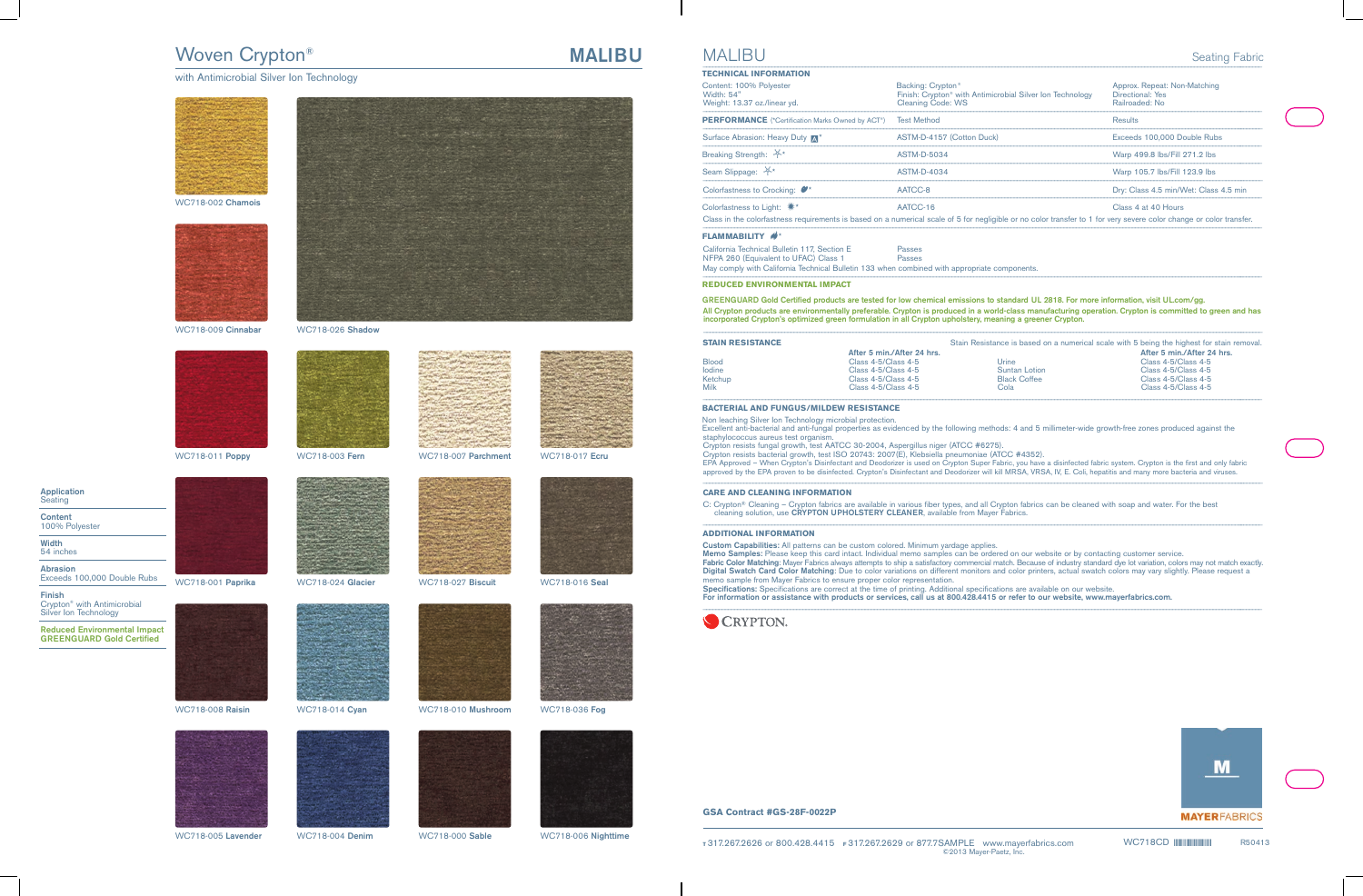# Woven Crypton®

## MALIBU

with Antimicrobial Silver Ion Technology

WC718-002 **Chamois**

WC718-009 **Cinnabar**

WC718-026 **Shadow**

WC718-011 **Poppy**

WC718-003 **Fern**

WC718-007 **Parchment**

WC718-017 **Ecru**

WC718-001 **Paprika**

WC718-024 **Glacier**

WC718-027 **Biscuit**

WC718-016 **Seal**

WC718-008 **Raisin**

WC718-014 **Cyan**

WC718-010 **Mushroom**

WC718-036 **Fog**

WC718-005 **Lavender**

WC718-004 **Denim**

WC718-000 **Sable**

WC718-006 **Nighttime**

**Application**
Seating

**Content**
100% Polyester

**Width**
54 inches

**Abrasion**
Exceeds 100,000 Double Rubs

**Finish**
Crypton® with Antimicrobial Silver Ion Technology

**Reduced Environmental Impact**
**GREENGUARD Gold Certified**

# MALIBU

Seating Fabric

### TECHNICAL INFORMATION

Content: 100% Polyester
Width: 54"
Weight: 13.37 oz./linear yd.

Backing: Crypton®
Finish: Crypton® with Antimicrobial Silver Ion Technology
Cleaning Code: WS

Approx. Repeat: Non-Matching
Directional: Yes
Railroaded: No

| PERFORMANCE (*Certification Marks Owned by ACT®) | Test Method | Results |
|---|---|---|
| Surface Abrasion: Heavy Duty * | ASTM-D-4157 (Cotton Duck) | Exceeds 100,000 Double Rubs |
| Breaking Strength: * | ASTM-D-5034 | Warp 499.8 lbs/Fill 271.2 lbs |
| Seam Slippage: * | ASTM-D-4034 | Warp 105.7 lbs/Fill 123.9 lbs |
| Colorfastness to Crocking: * | AATCC-8 | Dry: Class 4.5 min/Wet: Class 4.5 min |
| Colorfastness to Light: * | AATCC-16 | Class 4 at 40 Hours |

Class in the colorfastness requirements is based on a numerical scale of 5 for negligible or no color transfer to 1 for very severe color change or color transfer.

### FLAMMABILITY *

| | |
|---|---|
| California Technical Bulletin 117, Section E | Passes |
| NFPA 260 (Equivalent to UFAC) Class 1 | Passes |

May comply with California Technical Bulletin 133 when combined with appropriate components.

### REDUCED ENVIRONMENTAL IMPACT

GREENGUARD Gold Certified products are tested for low chemical emissions to standard UL 2818. For more information, visit UL.com/gg.
All Crypton products are environmentally preferable. Crypton is produced in a world-class manufacturing operation. Crypton is committed to green and has incorporated Crypton's optimized green formulation in all Crypton upholstery, meaning a greener Crypton.

### STAIN RESISTANCE

Stain Resistance is based on a numerical scale with 5 being the highest for stain removal.

| | After 5 min./After 24 hrs. | | After 5 min./After 24 hrs. |
|---|---|---|---|
| Blood | Class 4-5/Class 4-5 | Urine | Class 4-5/Class 4-5 |
| Iodine | Class 4-5/Class 4-5 | Suntan Lotion | Class 4-5/Class 4-5 |
| Ketchup | Class 4-5/Class 4-5 | Black Coffee | Class 4-5/Class 4-5 |
| Milk | Class 4-5/Class 4-5 | Cola | Class 4-5/Class 4-5 |

### BACTERIAL AND FUNGUS/MILDEW RESISTANCE

Non leaching Silver Ion Technology microbial protection.
Excellent anti-bacterial and anti-fungal properties as evidenced by the following methods: 4 and 5 millimeter-wide growth-free zones produced against the staphylococcus aureus test organism.
Crypton resists fungal growth, test AATCC 30-2004, Aspergillus niger (ATCC #6275).
Crypton resists bacterial growth, test ISO 20743: 2007(E), Klebsiella pneumoniae (ATCC #4352).
EPA Approved – When Crypton's Disinfectant and Deodorizer is used on Crypton Super Fabric, you have a disinfected fabric system. Crypton is the first and only fabric approved by the EPA proven to be disinfected. Crypton's Disinfectant and Deodorizer will kill MRSA, VRSA, IV, E. Coli, hepatitis and many more bacteria and viruses.

### CARE AND CLEANING INFORMATION

C: Crypton® Cleaning – Crypton fabrics are available in various fiber types, and all Crypton fabrics can be cleaned with soap and water. For the best cleaning solution, use **CRYPTON UPHOLSTERY CLEANER**, available from Mayer Fabrics.

### ADDITIONAL INFORMATION

**Custom Capabilities:** All patterns can be custom colored. Minimum yardage applies.
**Memo Samples:** Please keep this card intact. Individual memo samples can be ordered on our website or by contacting customer service.
**Fabric Color Matching:** Mayer Fabrics always attempts to ship a satisfactory commercial match. Because of industry standard dye lot variation, colors may not match exactly.
**Digital Swatch Card Color Matching:** Due to color variations on different monitors and color printers, actual swatch colors may vary slightly. Please request a memo sample from Mayer Fabrics to ensure proper color representation.
**Specifications:** Specifications are correct at the time of printing. Additional specifications are available on our website.
**For information or assistance with products or services, call us at 800.428.4415 or refer to our website, www.mayerfabrics.com.**

CRYPTON.

**GSA Contract #GS-28F-0022P**

M
MAYERFABRICS

T 317.267.2626 or 800.428.4415 F 317.267.2629 or 877.7SAMPLE www.mayerfabrics.com
©2013 Mayer-Paetz, Inc.

WC718CD

R50413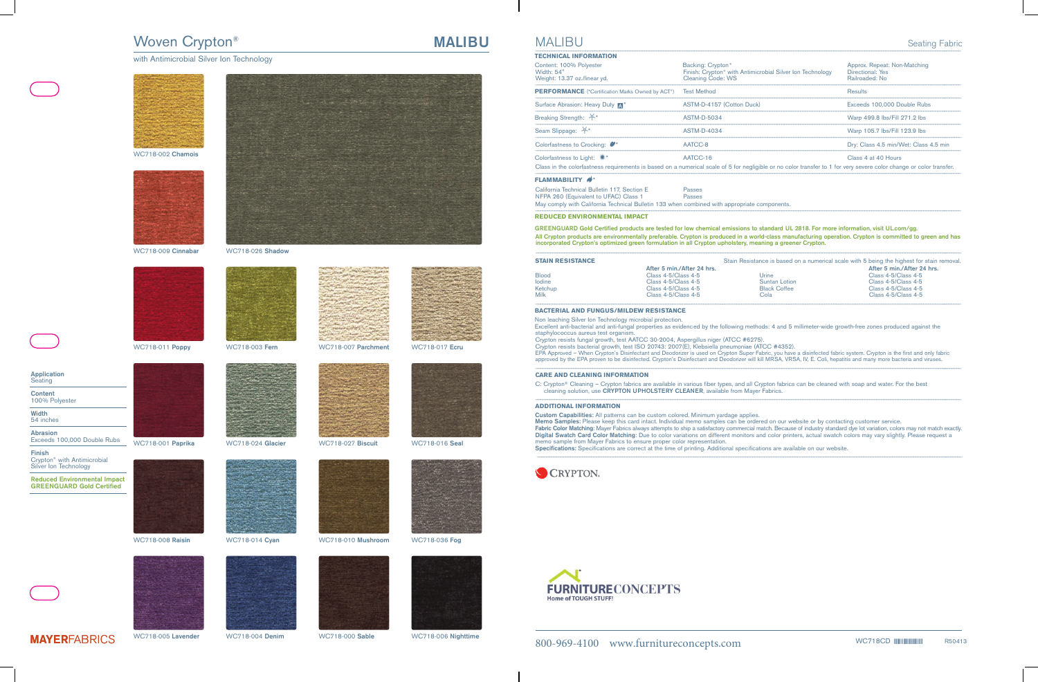# Woven Crypton®

with Antimicrobial Silver Ion Technology

## MALIBU

WC718-002 **Chamois**

WC718-009 **Cinnabar**

WC718-026 **Shadow**

WC718-011 **Poppy**

WC718-003 **Fern**

WC718-007 **Parchment**

WC718-017 **Ecru**

WC718-001 **Paprika**

WC718-024 **Glacier**

WC718-027 **Biscuit**

WC718-016 **Seal**

WC718-008 **Raisin**

WC718-014 **Cyan**

WC718-010 **Mushroom**

WC718-036 **Fog**

WC718-005 **Lavender**

WC718-004 **Denim**

WC718-000 **Sable**

WC718-006 **Nighttime**

**Application**
Seating

**Content**
100% Polyester

**Width**
54 inches

**Abrasion**
Exceeds 100,000 Double Rubs

**Finish**
Crypton® with Antimicrobial Silver Ion Technology

**Reduced Environmental Impact**
**GREENGUARD Gold Certified**

**MAYERFABRICS**

# MALIBU

Seating Fabric

### TECHNICAL INFORMATION

| | | |
|---|---|---|
| Content: 100% Polyester<br>Width: 54"<br>Weight: 13.37 oz./linear yd. | Backing: Crypton®<br>Finish: Crypton® with Antimicrobial Silver Ion Technology<br>Cleaning Code: WS | Approx. Repeat: Non-Matching<br>Directional: Yes<br>Railroaded: No |

| **PERFORMANCE** (*Certification Marks Owned by ACT®) | Test Method | Results |
|---|---|---|
| Surface Abrasion: Heavy Duty * | ASTM-D-4157 (Cotton Duck) | Exceeds 100,000 Double Rubs |
| Breaking Strength: * | ASTM-D-5034 | Warp 499.8 lbs/Fill 271.2 lbs |
| Seam Slippage: * | ASTM-D-4034 | Warp 105.7 lbs/Fill 123.9 lbs |
| Colorfastness to Crocking: * | AATCC-8 | Dry: Class 4.5 min/Wet: Class 4.5 min |
| Colorfastness to Light: * | AATCC-16 | Class 4 at 40 Hours |

Class in the colorfastness requirements is based on a numerical scale of 5 for negligible or no color transfer to 1 for very severe color change or color transfer.

### FLAMMABILITY *

| | |
|---|---|
| California Technical Bulletin 117, Section E | Passes |
| NFPA 260 (Equivalent to UFAC) Class 1 | Passes |

May comply with California Technical Bulletin 133 when combined with appropriate components.

### REDUCED ENVIRONMENTAL IMPACT

GREENGUARD Gold Certified products are tested for low chemical emissions to standard UL 2818. For more information, visit UL.com/gg.
All Crypton products are environmentally preferable. Crypton is produced in a world-class manufacturing operation. Crypton is committed to green and has incorporated Crypton's optimized green formulation in all Crypton upholstery, meaning a greener Crypton.

### STAIN RESISTANCE

Stain Resistance is based on a numerical scale with 5 being the highest for stain removal.

| | After 5 min./After 24 hrs. | | After 5 min./After 24 hrs. |
|---|---|---|---|
| Blood | Class 4-5/Class 4-5 | Urine | Class 4-5/Class 4-5 |
| Iodine | Class 4-5/Class 4-5 | Suntan Lotion | Class 4-5/Class 4-5 |
| Ketchup | Class 4-5/Class 4-5 | Black Coffee | Class 4-5/Class 4-5 |
| Milk | Class 4-5/Class 4-5 | Cola | Class 4-5/Class 4-5 |

### BACTERIAL AND FUNGUS/MILDEW RESISTANCE

Non leaching Silver Ion Technology microbial protection.
Excellent anti-bacterial and anti-fungal properties as evidenced by the following methods: 4 and 5 millimeter-wide growth-free zones produced against the staphylococcus aureus test organism.
Crypton resists fungal growth, test AATCC 30-2004, Aspergillus niger (ATCC #6275).
Crypton resists bacterial growth, test ISO 20743: 2007(E), Klebsiella pneumoniae (ATCC #4352).
EPA Approved – When Crypton's Disinfectant and Deodorizer is used on Crypton Super Fabric, you have a disinfected fabric system. Crypton is the first and only fabric approved by the EPA proven to be disinfected. Crypton's Disinfectant and Deodorizer will kill MRSA, VRSA, IV, E. Coli, hepatitis and many more bacteria and viruses.

### CARE AND CLEANING INFORMATION

C: Crypton® Cleaning – Crypton fabrics are available in various fiber types, and all Crypton fabrics can be cleaned with soap and water. For the best cleaning solution, use **CRYPTON UPHOLSTERY CLEANER**, available from Mayer Fabrics.

### ADDITIONAL INFORMATION

**Custom Capabilities:** All patterns can be custom colored. Minimum yardage applies.
**Memo Samples:** Please keep this card intact. Individual memo samples can be ordered on our website or by contacting customer service.
**Fabric Color Matching:** Mayer Fabrics always attempts to ship a satisfactory commercial match. Because of industry standard dye lot variation, colors may not match exactly.
**Digital Swatch Card Color Matching:** Due to color variations on different monitors and color printers, actual swatch colors may vary slightly. Please request a memo sample from Mayer Fabrics to ensure proper color representation.
**Specifications:** Specifications are correct at the time of printing. Additional specifications are available on our website.

CRYPTON.

**FURNITURE**CONCEPTS
Home of TOUGH STUFF!

800-969-4100 www.furnitureconcepts.com

WC718CD

R50413